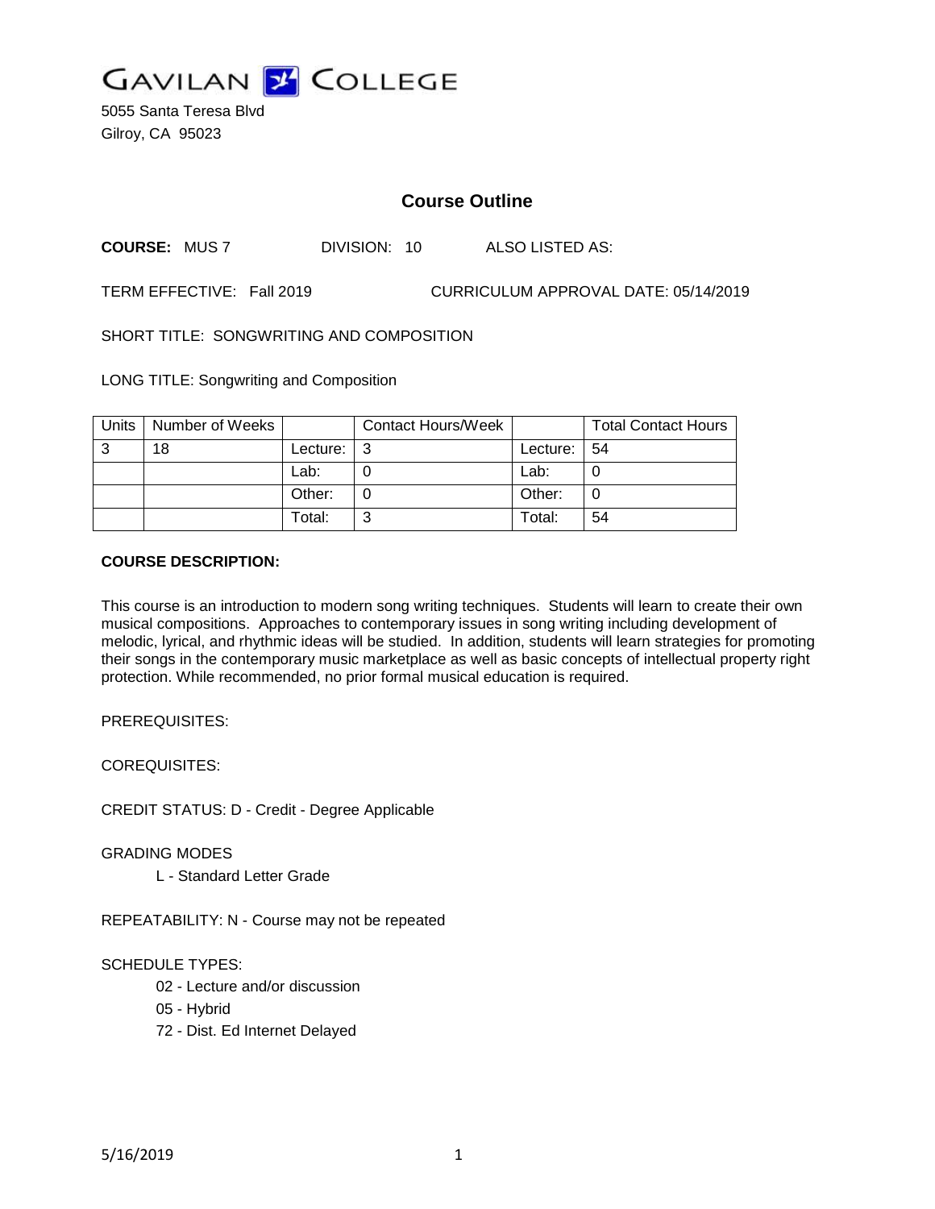GAVILAN COLLEGE

5055 Santa Teresa Blvd
Gilroy, CA 95023

# Course Outline

**COURSE:** MUS 7 DIVISION: 10 ALSO LISTED AS:

TERM EFFECTIVE: Fall 2019 CURRICULUM APPROVAL DATE: 05/14/2019

SHORT TITLE: SONGWRITING AND COMPOSITION

LONG TITLE: Songwriting and Composition

| Units | Number of Weeks | | Contact Hours/Week | | Total Contact Hours |
|---|---|---|---|---|---|
| 3 | 18 | Lecture: | 3 | Lecture: | 54 |
| | | Lab: | 0 | Lab: | 0 |
| | | Other: | 0 | Other: | 0 |
| | | Total: | 3 | Total: | 54 |

**COURSE DESCRIPTION:**

This course is an introduction to modern song writing techniques. Students will learn to create their own musical compositions. Approaches to contemporary issues in song writing including development of melodic, lyrical, and rhythmic ideas will be studied. In addition, students will learn strategies for promoting their songs in the contemporary music marketplace as well as basic concepts of intellectual property right protection. While recommended, no prior formal musical education is required.

PREREQUISITES:

COREQUISITES:

CREDIT STATUS: D - Credit - Degree Applicable

GRADING MODES

L - Standard Letter Grade

REPEATABILITY: N - Course may not be repeated

SCHEDULE TYPES:

02 - Lecture and/or discussion
05 - Hybrid
72 - Dist. Ed Internet Delayed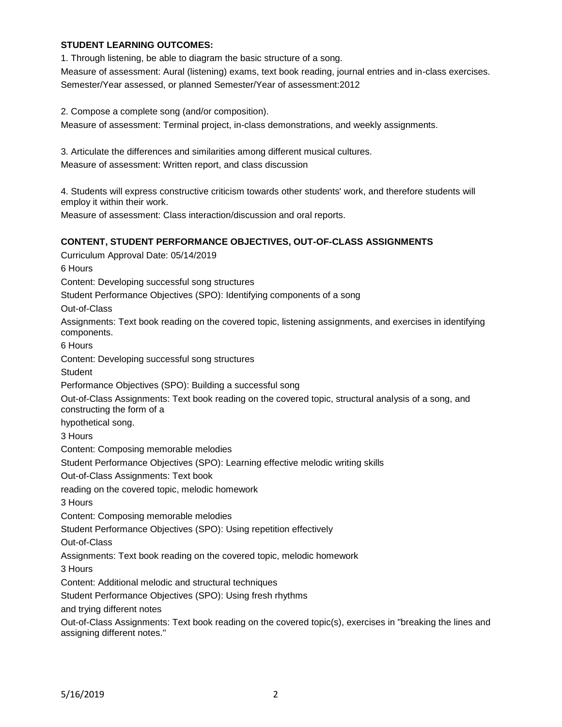## STUDENT LEARNING OUTCOMES:

1. Through listening, be able to diagram the basic structure of a song.
Measure of assessment: Aural (listening) exams, text book reading, journal entries and in-class exercises.
Semester/Year assessed, or planned Semester/Year of assessment:2012

2. Compose a complete song (and/or composition).
Measure of assessment: Terminal project, in-class demonstrations, and weekly assignments.

3. Articulate the differences and similarities among different musical cultures.
Measure of assessment: Written report, and class discussion

4. Students will express constructive criticism towards other students' work, and therefore students will employ it within their work.
Measure of assessment: Class interaction/discussion and oral reports.

## CONTENT, STUDENT PERFORMANCE OBJECTIVES, OUT-OF-CLASS ASSIGNMENTS

Curriculum Approval Date: 05/14/2019

6 Hours

Content: Developing successful song structures

Student Performance Objectives (SPO): Identifying components of a song

Out-of-Class Assignments: Text book reading on the covered topic, listening assignments, and exercises in identifying components.

6 Hours

Content: Developing successful song structures

Student Performance Objectives (SPO): Building a successful song

Out-of-Class Assignments: Text book reading on the covered topic, structural analysis of a song, and constructing the form of a hypothetical song.

3 Hours

Content: Composing memorable melodies

Student Performance Objectives (SPO): Learning effective melodic writing skills

Out-of-Class Assignments: Text book reading on the covered topic, melodic homework

3 Hours

Content: Composing memorable melodies

Student Performance Objectives (SPO): Using repetition effectively

Out-of-Class Assignments: Text book reading on the covered topic, melodic homework

3 Hours

Content: Additional melodic and structural techniques

Student Performance Objectives (SPO): Using fresh rhythms and trying different notes

Out-of-Class Assignments: Text book reading on the covered topic(s), exercises in "breaking the lines and assigning different notes."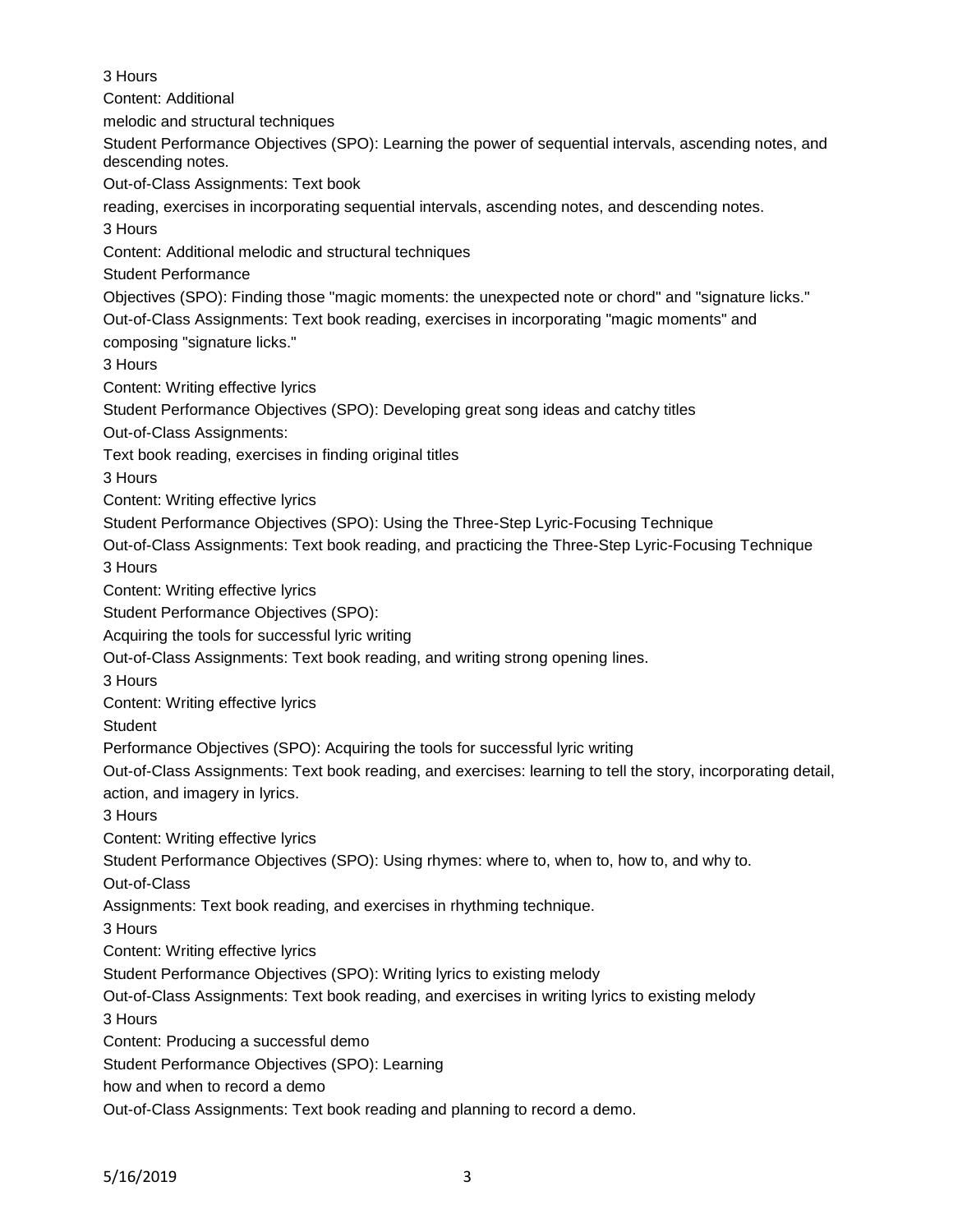3 Hours

Content: Additional melodic and structural techniques

Student Performance Objectives (SPO): Learning the power of sequential intervals, ascending notes, and descending notes.

Out-of-Class Assignments: Text book reading, exercises in incorporating sequential intervals, ascending notes, and descending notes.

3 Hours

Content: Additional melodic and structural techniques

Student Performance Objectives (SPO): Finding those "magic moments: the unexpected note or chord" and "signature licks."

Out-of-Class Assignments: Text book reading, exercises in incorporating "magic moments" and composing "signature licks."

3 Hours

Content: Writing effective lyrics

Student Performance Objectives (SPO): Developing great song ideas and catchy titles

Out-of-Class Assignments: Text book reading, exercises in finding original titles

3 Hours

Content: Writing effective lyrics

Student Performance Objectives (SPO): Using the Three-Step Lyric-Focusing Technique

Out-of-Class Assignments: Text book reading, and practicing the Three-Step Lyric-Focusing Technique

3 Hours

Content: Writing effective lyrics

Student Performance Objectives (SPO): Acquiring the tools for successful lyric writing

Out-of-Class Assignments: Text book reading, and writing strong opening lines.

3 Hours

Content: Writing effective lyrics

Student Performance Objectives (SPO): Acquiring the tools for successful lyric writing

Out-of-Class Assignments: Text book reading, and exercises: learning to tell the story, incorporating detail, action, and imagery in lyrics.

3 Hours

Content: Writing effective lyrics

Student Performance Objectives (SPO): Using rhymes: where to, when to, how to, and why to.

Out-of-Class Assignments: Text book reading, and exercises in rhythming technique.

3 Hours

Content: Writing effective lyrics

Student Performance Objectives (SPO): Writing lyrics to existing melody

Out-of-Class Assignments: Text book reading, and exercises in writing lyrics to existing melody

3 Hours

Content: Producing a successful demo

Student Performance Objectives (SPO): Learning how and when to record a demo

Out-of-Class Assignments: Text book reading and planning to record a demo.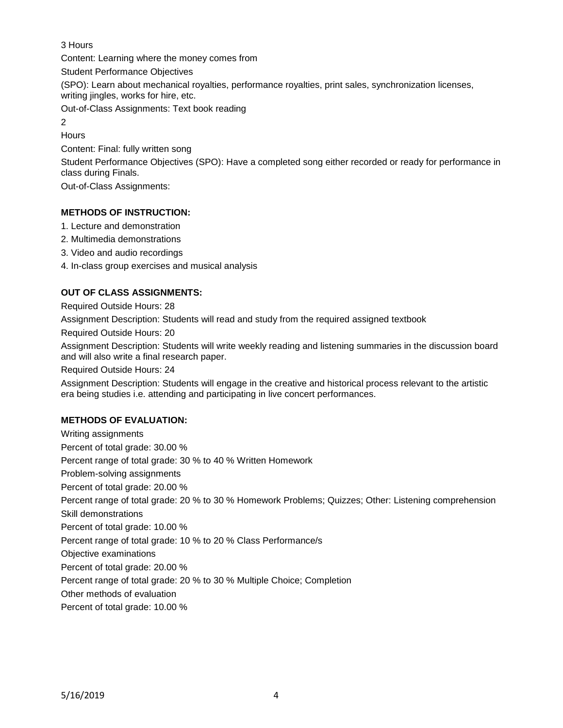3 Hours

Content: Learning where the money comes from

Student Performance Objectives

(SPO): Learn about mechanical royalties, performance royalties, print sales, synchronization licenses, writing jingles, works for hire, etc.

Out-of-Class Assignments: Text book reading

2

Hours

Content: Final: fully written song

Student Performance Objectives (SPO): Have a completed song either recorded or ready for performance in class during Finals.

Out-of-Class Assignments:

**METHODS OF INSTRUCTION:**

1. Lecture and demonstration
2. Multimedia demonstrations
3. Video and audio recordings
4. In-class group exercises and musical analysis

**OUT OF CLASS ASSIGNMENTS:**

Required Outside Hours: 28

Assignment Description: Students will read and study from the required assigned textbook

Required Outside Hours: 20

Assignment Description: Students will write weekly reading and listening summaries in the discussion board and will also write a final research paper.

Required Outside Hours: 24

Assignment Description: Students will engage in the creative and historical process relevant to the artistic era being studies i.e. attending and participating in live concert performances.

**METHODS OF EVALUATION:**

Writing assignments

Percent of total grade: 30.00 %

Percent range of total grade: 30 % to 40 % Written Homework

Problem-solving assignments

Percent of total grade: 20.00 %

Percent range of total grade: 20 % to 30 % Homework Problems; Quizzes; Other: Listening comprehension

Skill demonstrations

Percent of total grade: 10.00 %

Percent range of total grade: 10 % to 20 % Class Performance/s

Objective examinations

Percent of total grade: 20.00 %

Percent range of total grade: 20 % to 30 % Multiple Choice; Completion

Other methods of evaluation

Percent of total grade: 10.00 %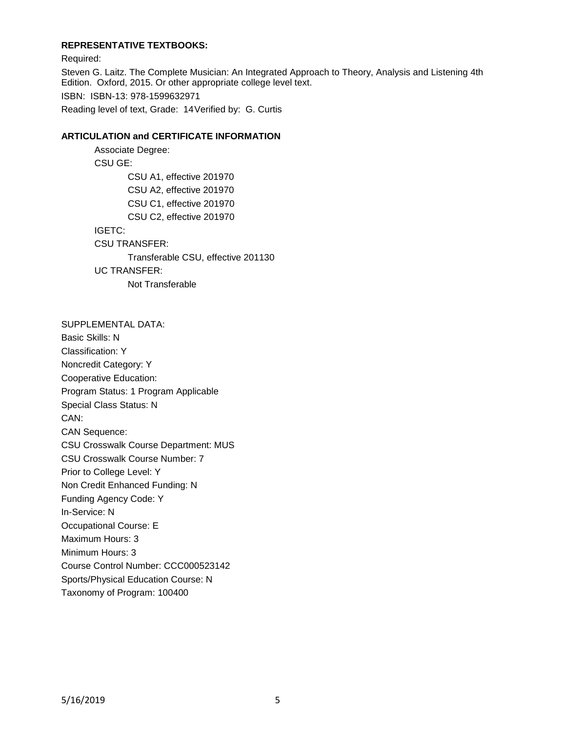**REPRESENTATIVE TEXTBOOKS:**

Required:

Steven G. Laitz. The Complete Musician: An Integrated Approach to Theory, Analysis and Listening 4th Edition. Oxford, 2015. Or other appropriate college level text.

ISBN: ISBN-13: 978-1599632971

Reading level of text, Grade: 14 Verified by: G. Curtis

**ARTICULATION and CERTIFICATE INFORMATION**

Associate Degree:

CSU GE:

- CSU A1, effective 201970
- CSU A2, effective 201970
- CSU C1, effective 201970
- CSU C2, effective 201970

IGETC:

CSU TRANSFER:

- Transferable CSU, effective 201130

UC TRANSFER:

- Not Transferable

SUPPLEMENTAL DATA:

Basic Skills: N

Classification: Y

Noncredit Category: Y

Cooperative Education:

Program Status: 1 Program Applicable

Special Class Status: N

CAN:

CAN Sequence:

CSU Crosswalk Course Department: MUS

CSU Crosswalk Course Number: 7

Prior to College Level: Y

Non Credit Enhanced Funding: N

Funding Agency Code: Y

In-Service: N

Occupational Course: E

Maximum Hours: 3

Minimum Hours: 3

Course Control Number: CCC000523142

Sports/Physical Education Course: N

Taxonomy of Program: 100400